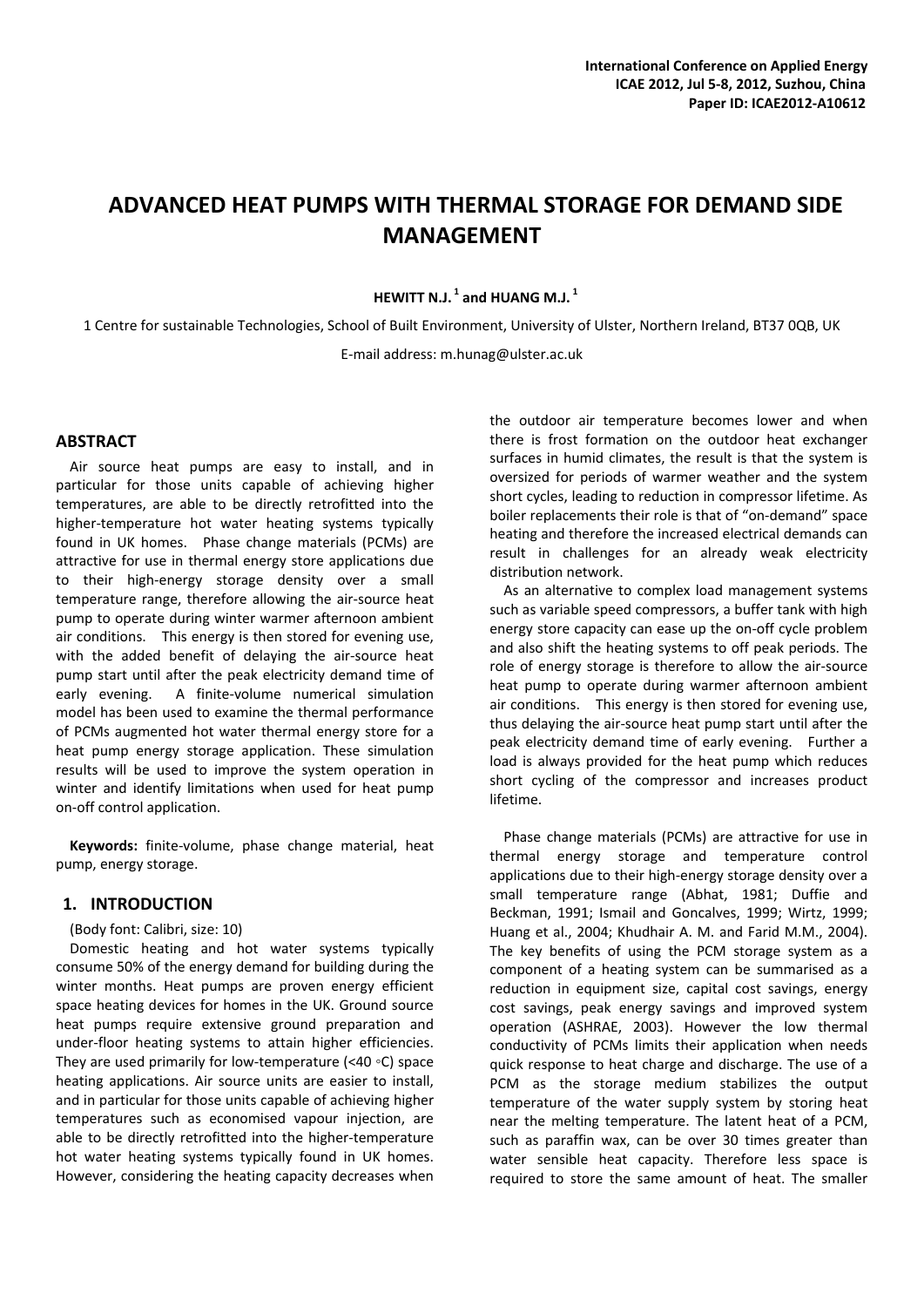# ADVANCED HEAT PUMPS WITH THERMAL STORAGE FOR DEMAND SIDE MANAGEMENT

**HEWITT N.J.[1] and HUANG M.J.[1]**

1 Centre for sustainable Technologies, School of Built Environment, University of Ulster, Northern Ireland, BT37 0QB, UK

E-mail address: m.hunag@ulster.ac.uk

## ABSTRACT

Air source heat pumps are easy to install, and in particular for those units capable of achieving higher temperatures, are able to be directly retrofitted into the higher-temperature hot water heating systems typically found in UK homes. Phase change materials (PCMs) are attractive for use in thermal energy store applications due to their high-energy storage density over a small temperature range, therefore allowing the air-source heat pump to operate during winter warmer afternoon ambient air conditions. This energy is then stored for evening use, with the added benefit of delaying the air-source heat pump start until after the peak electricity demand time of early evening. A finite-volume numerical simulation model has been used to examine the thermal performance of PCMs augmented hot water thermal energy store for a heat pump energy storage application. These simulation results will be used to improve the system operation in winter and identify limitations when used for heat pump on-off control application.

**Keywords:** finite-volume, phase change material, heat pump, energy storage.

## 1. INTRODUCTION

(Body font: Calibri, size: 10)

Domestic heating and hot water systems typically consume 50% of the energy demand for building during the winter months. Heat pumps are proven energy efficient space heating devices for homes in the UK. Ground source heat pumps require extensive ground preparation and under-floor heating systems to attain higher efficiencies. They are used primarily for low-temperature (<40 ◦C) space heating applications. Air source units are easier to install, and in particular for those units capable of achieving higher temperatures such as economised vapour injection, are able to be directly retrofitted into the higher-temperature hot water heating systems typically found in UK homes. However, considering the heating capacity decreases when the outdoor air temperature becomes lower and when there is frost formation on the outdoor heat exchanger surfaces in humid climates, the result is that the system is oversized for periods of warmer weather and the system short cycles, leading to reduction in compressor lifetime. As boiler replacements their role is that of "on-demand" space heating and therefore the increased electrical demands can result in challenges for an already weak electricity distribution network.

As an alternative to complex load management systems such as variable speed compressors, a buffer tank with high energy store capacity can ease up the on-off cycle problem and also shift the heating systems to off peak periods. The role of energy storage is therefore to allow the air-source heat pump to operate during warmer afternoon ambient air conditions. This energy is then stored for evening use, thus delaying the air-source heat pump start until after the peak electricity demand time of early evening. Further a load is always provided for the heat pump which reduces short cycling of the compressor and increases product lifetime.

Phase change materials (PCMs) are attractive for use in thermal energy storage and temperature control applications due to their high-energy storage density over a small temperature range (Abhat, 1981; Duffie and Beckman, 1991; Ismail and Goncalves, 1999; Wirtz, 1999; Huang et al., 2004; Khudhair A. M. and Farid M.M., 2004). The key benefits of using the PCM storage system as a component of a heating system can be summarised as a reduction in equipment size, capital cost savings, energy cost savings, peak energy savings and improved system operation (ASHRAE, 2003). However the low thermal conductivity of PCMs limits their application when needs quick response to heat charge and discharge. The use of a PCM as the storage medium stabilizes the output temperature of the water supply system by storing heat near the melting temperature. The latent heat of a PCM, such as paraffin wax, can be over 30 times greater than water sensible heat capacity. Therefore less space is required to store the same amount of heat. The smaller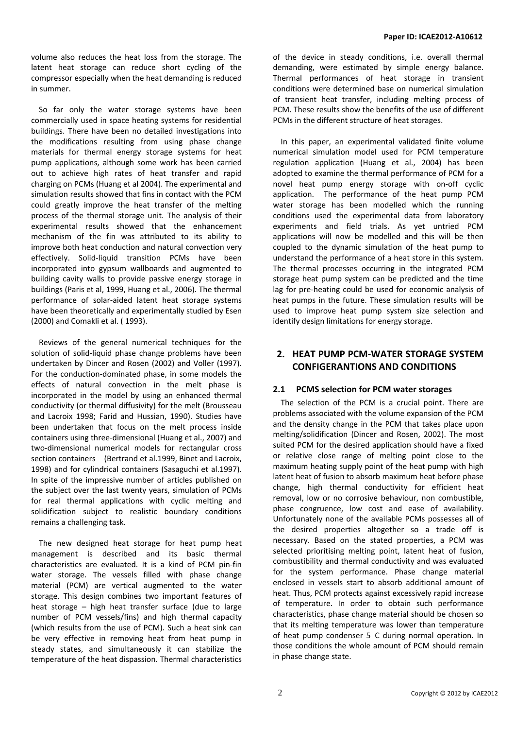volume also reduces the heat loss from the storage. The latent heat storage can reduce short cycling of the compressor especially when the heat demanding is reduced in summer.

So far only the water storage systems have been commercially used in space heating systems for residential buildings. There have been no detailed investigations into the modifications resulting from using phase change materials for thermal energy storage systems for heat pump applications, although some work has been carried out to achieve high rates of heat transfer and rapid charging on PCMs (Huang et al 2004). The experimental and simulation results showed that fins in contact with the PCM could greatly improve the heat transfer of the melting process of the thermal storage unit. The analysis of their experimental results showed that the enhancement mechanism of the fin was attributed to its ability to improve both heat conduction and natural convection very effectively. Solid-liquid transition PCMs have been incorporated into gypsum wallboards and augmented to building cavity walls to provide passive energy storage in buildings (Paris et al, 1999, Huang et al., 2006). The thermal performance of solar-aided latent heat storage systems have been theoretically and experimentally studied by Esen (2000) and Comakli et al. ( 1993).

Reviews of the general numerical techniques for the solution of solid-liquid phase change problems have been undertaken by Dincer and Rosen (2002) and Voller (1997). For the conduction-dominated phase, in some models the effects of natural convection in the melt phase is incorporated in the model by using an enhanced thermal conductivity (or thermal diffusivity) for the melt (Brousseau and Lacroix 1998; Farid and Hussian, 1990). Studies have been undertaken that focus on the melt process inside containers using three-dimensional (Huang et al., 2007) and two-dimensional numerical models for rectangular cross section containers (Bertrand et al.1999, Binet and Lacroix, 1998) and for cylindrical containers (Sasaguchi et al.1997). In spite of the impressive number of articles published on the subject over the last twenty years, simulation of PCMs for real thermal applications with cyclic melting and solidification subject to realistic boundary conditions remains a challenging task.

The new designed heat storage for heat pump heat management is described and its basic thermal characteristics are evaluated. It is a kind of PCM pin-fin water storage. The vessels filled with phase change material (PCM) are vertical augmented to the water storage. This design combines two important features of heat storage – high heat transfer surface (due to large number of PCM vessels/fins) and high thermal capacity (which results from the use of PCM). Such a heat sink can be very effective in removing heat from heat pump in steady states, and simultaneously it can stabilize the temperature of the heat dispassion. Thermal characteristics of the device in steady conditions, i.e. overall thermal demanding, were estimated by simple energy balance. Thermal performances of heat storage in transient conditions were determined base on numerical simulation of transient heat transfer, including melting process of PCM. These results show the benefits of the use of different PCMs in the different structure of heat storages.

In this paper, an experimental validated finite volume numerical simulation model used for PCM temperature regulation application (Huang et al., 2004) has been adopted to examine the thermal performance of PCM for a novel heat pump energy storage with on-off cyclic application. The performance of the heat pump PCM water storage has been modelled which the running conditions used the experimental data from laboratory experiments and field trials. As yet untried PCM applications will now be modelled and this will be then coupled to the dynamic simulation of the heat pump to understand the performance of a heat store in this system. The thermal processes occurring in the integrated PCM storage heat pump system can be predicted and the time lag for pre-heating could be used for economic analysis of heat pumps in the future. These simulation results will be used to improve heat pump system size selection and identify design limitations for energy storage.

## 2. HEAT PUMP PCM-WATER STORAGE SYSTEM CONFIGERANTIONS AND CONDITIONS

### 2.1 PCMS selection for PCM water storages

The selection of the PCM is a crucial point. There are problems associated with the volume expansion of the PCM and the density change in the PCM that takes place upon melting/solidification (Dincer and Rosen, 2002). The most suited PCM for the desired application should have a fixed or relative close range of melting point close to the maximum heating supply point of the heat pump with high latent heat of fusion to absorb maximum heat before phase change, high thermal conductivity for efficient heat removal, low or no corrosive behaviour, non combustible, phase congruence, low cost and ease of availability. Unfortunately none of the available PCMs possesses all of the desired properties altogether so a trade off is necessary. Based on the stated properties, a PCM was selected prioritising melting point, latent heat of fusion, combustibility and thermal conductivity and was evaluated for the system performance. Phase change material enclosed in vessels start to absorb additional amount of heat. Thus, PCM protects against excessively rapid increase of temperature. In order to obtain such performance characteristics, phase change material should be chosen so that its melting temperature was lower than temperature of heat pump condenser 5 C during normal operation. In those conditions the whole amount of PCM should remain in phase change state.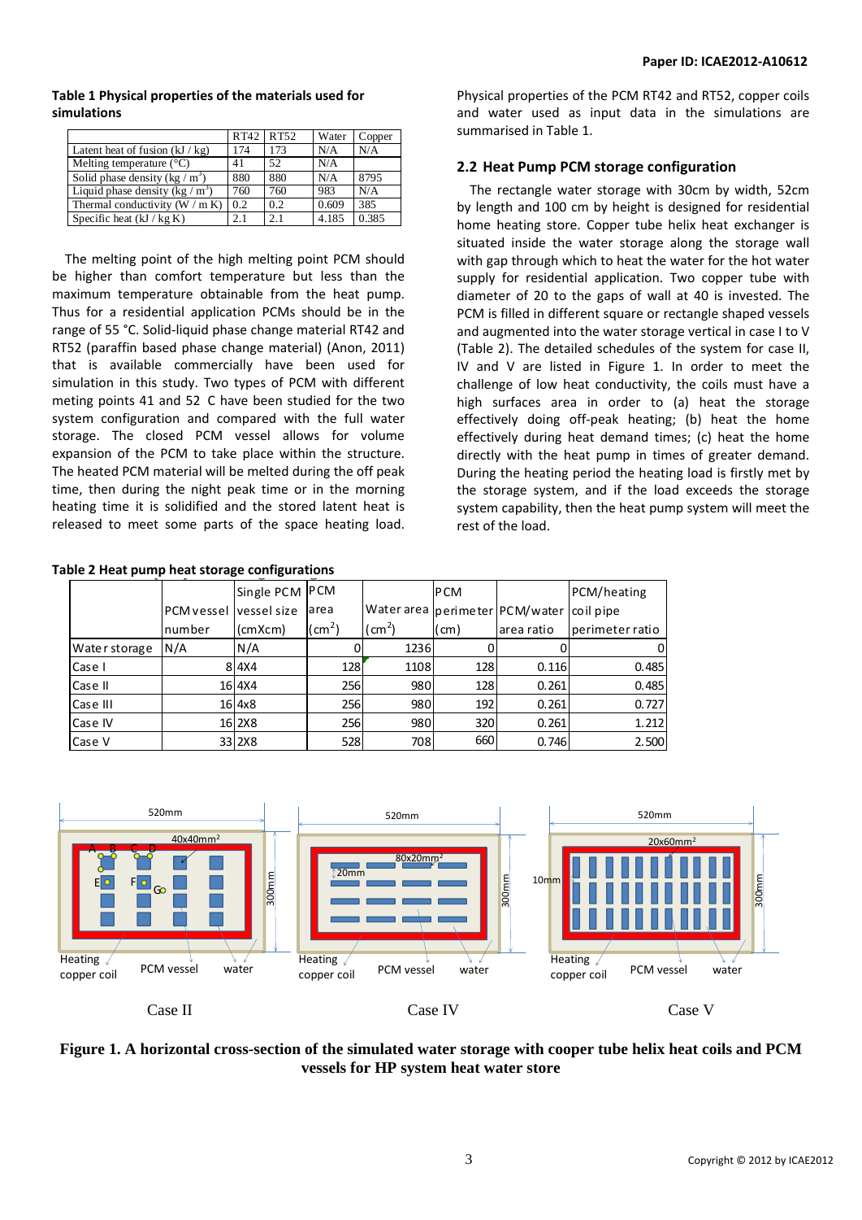**Table 1 Physical properties of the materials used for simulations**

| | RT42 | RT52 | Water | Copper |
|---|---|---|---|---|
| Latent heat of fusion (kJ / kg) | 174 | 173 | N/A | N/A |
| Melting temperature (°C) | 41 | 52 | N/A | |
| Solid phase density (kg / $m^3$) | 880 | 880 | N/A | 8795 |
| Liquid phase density (kg / $m^3$) | 760 | 760 | 983 | N/A |
| Thermal conductivity (W / m K) | 0.2 | 0.2 | 0.609 | 385 |
| Specific heat (kJ / kg K) | 2.1 | 2.1 | 4.185 | 0.385 |

The melting point of the high melting point PCM should be higher than comfort temperature but less than the maximum temperature obtainable from the heat pump. Thus for a residential application PCMs should be in the range of 55 °C. Solid-liquid phase change material RT42 and RT52 (paraffin based phase change material) (Anon, 2011) that is available commercially have been used for simulation in this study. Two types of PCM with different meting points 41 and 52 C have been studied for the two system configuration and compared with the full water storage. The closed PCM vessel allows for volume expansion of the PCM to take place within the structure. The heated PCM material will be melted during the off peak time, then during the night peak time or in the morning heating time it is solidified and the stored latent heat is released to meet some parts of the space heating load.

Physical properties of the PCM RT42 and RT52, copper coils and water used as input data in the simulations are summarised in Table 1.

## 2.2 Heat Pump PCM storage configuration

The rectangle water storage with 30cm by width, 52cm by length and 100 cm by height is designed for residential home heating store. Copper tube helix heat exchanger is situated inside the water storage along the storage wall with gap through which to heat the water for the hot water supply for residential application. Two copper tube with diameter of 20 to the gaps of wall at 40 is invested. The PCM is filled in different square or rectangle shaped vessels and augmented into the water storage vertical in case I to V (Table 2). The detailed schedules of the system for case II, IV and V are listed in Figure 1. In order to meet the challenge of low heat conductivity, the coils must have a high surfaces area in order to (a) heat the storage effectively doing off-peak heating; (b) heat the home effectively during heat demand times; (c) heat the home directly with the heat pump in times of greater demand. During the heating period the heating load is firstly met by the storage system, and if the load exceeds the storage system capability, then the heat pump system will meet the rest of the load.

**Table 2 Heat pump heat storage configurations**

| | PCM vessel number | Single PCM vessel size (cmXcm) | PCM area ($cm^2$) | Water area ($cm^2$) | PCM perimeter (cm) | PCM/water area ratio | PCM/heating coil pipe perimeter ratio |
|---|---|---|---|---|---|---|---|
| Water storage | N/A | N/A | 0 | 1236 | 0 | 0 | 0 |
| Case I | 8 | 4X4 | 128 | 1108 | 128 | 0.116 | 0.485 |
| Case II | 16 | 4X4 | 256 | 980 | 128 | 0.261 | 0.485 |
| Case III | 16 | 4x8 | 256 | 980 | 192 | 0.261 | 0.727 |
| Case IV | 16 | 2X8 | 256 | 980 | 320 | 0.261 | 1.212 |
| Case V | 33 | 2X8 | 528 | 708 | 660 | 0.746 | 2.500 |

**Figure 1. A horizontal cross-section of the simulated water storage with cooper tube helix heat coils and PCM vessels for HP system heat water store**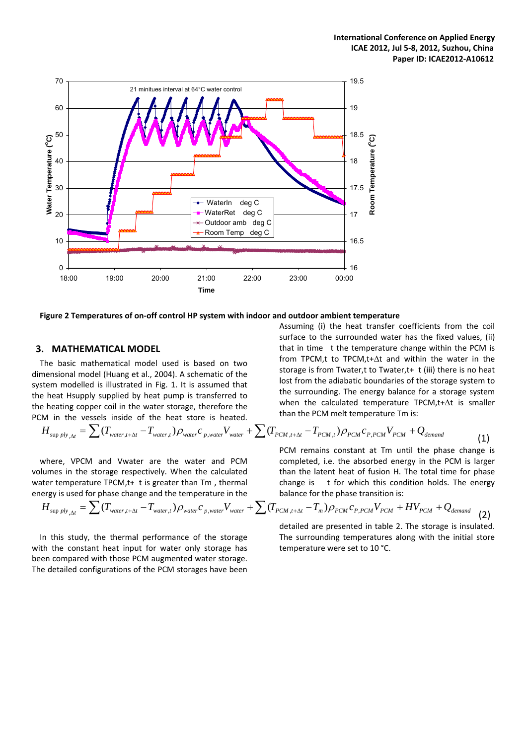**Figure 2 Temperatures of on-off control HP system with indoor and outdoor ambient temperature**

## 3. MATHEMATICAL MODEL

The basic mathematical model used is based on two dimensional model (Huang et al., 2004). A schematic of the system modelled is illustrated in Fig. 1. It is assumed that the heat Hsupply supplied by heat pump is transferred to the heating copper coil in the water storage, therefore the PCM in the vessels inside of the heat store is heated. Assuming (i) the heat transfer coefficients from the coil surface to the surrounded water has the fixed values, (ii) that in time t the temperature change within the PCM is from TPCM,t to TPCM,t+Δt and within the water in the storage is from Twater,t to Twater,t+ t (iii) there is no heat lost from the adiabatic boundaries of the storage system to the surrounding. The energy balance for a storage system when the calculated temperature TPCM,t+Δt is smaller than the PCM melt temperature Tm is:

$$H_{\sup ply,\Delta t} = \sum (T_{water,t+\Delta t} - T_{water,t})\rho_{water} c_{p,water} V_{water} + \sum (T_{PCM,t+\Delta t} - T_{PCM,t})\rho_{PCM} c_{P,PCM} V_{PCM} + Q_{demand} \tag{1}$$

where, VPCM and Vwater are the water and PCM volumes in the storage respectively. When the calculated water temperature TPCM,t+ t is greater than Tm , thermal energy is used for phase change and the temperature in the PCM remains constant at Tm until the phase change is completed, i.e. the absorbed energy in the PCM is larger than the latent heat of fusion H. The total time for phase change is t for which this condition holds. The energy balance for the phase transition is:

$$H_{\sup ply,\Delta t} = \sum (T_{water,t+\Delta t} - T_{water,t})\rho_{water} c_{p,water} V_{water} + \sum (T_{PCM,t+\Delta t} - T_m)\rho_{PCM} c_{P,PCM} V_{PCM} + HV_{PCM} + Q_{demand} \tag{2}$$

In this study, the thermal performance of the storage with the constant heat input for water only storage has been compared with those PCM augmented water storage. The detailed configurations of the PCM storages have been detailed are presented in table 2. The storage is insulated. The surrounding temperatures along with the initial store temperature were set to 10 °C.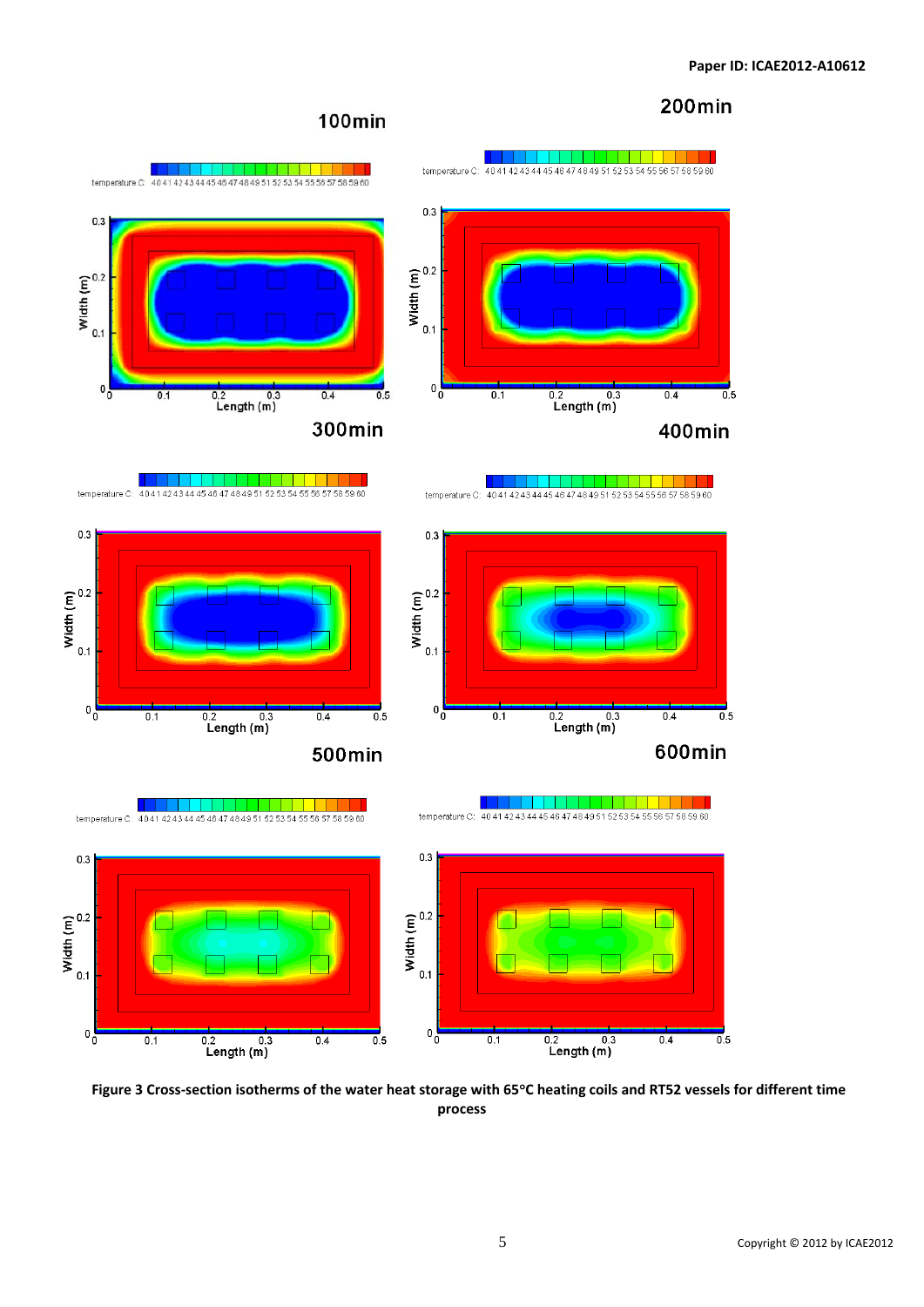**Figure 3 Cross-section isotherms of the water heat storage with 65°C heating coils and RT52 vessels for different time process**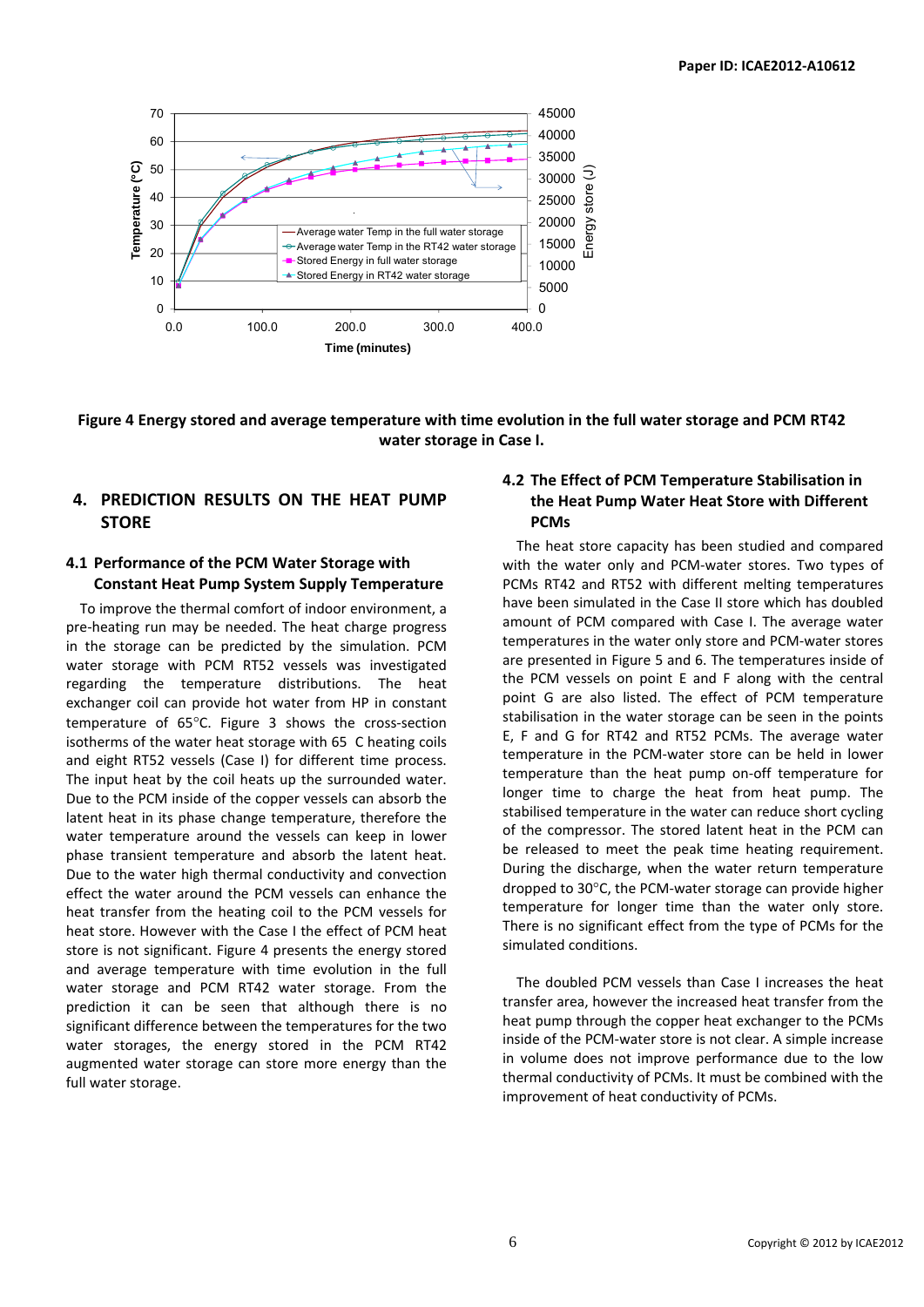Figure 4 Energy stored and average temperature with time evolution in the full water storage and PCM RT42 water storage in Case I.

## 4. PREDICTION RESULTS ON THE HEAT PUMP STORE

### 4.1 Performance of the PCM Water Storage with Constant Heat Pump System Supply Temperature

To improve the thermal comfort of indoor environment, a pre-heating run may be needed. The heat charge progress in the storage can be predicted by the simulation. PCM water storage with PCM RT52 vessels was investigated regarding the temperature distributions. The heat exchanger coil can provide hot water from HP in constant temperature of 65°C. Figure 3 shows the cross-section isotherms of the water heat storage with 65 C heating coils and eight RT52 vessels (Case I) for different time process. The input heat by the coil heats up the surrounded water. Due to the PCM inside of the copper vessels can absorb the latent heat in its phase change temperature, therefore the water temperature around the vessels can keep in lower phase transient temperature and absorb the latent heat. Due to the water high thermal conductivity and convection effect the water around the PCM vessels can enhance the heat transfer from the heating coil to the PCM vessels for heat store. However with the Case I the effect of PCM heat store is not significant. Figure 4 presents the energy stored and average temperature with time evolution in the full water storage and PCM RT42 water storage. From the prediction it can be seen that although there is no significant difference between the temperatures for the two water storages, the energy stored in the PCM RT42 augmented water storage can store more energy than the full water storage.

### 4.2 The Effect of PCM Temperature Stabilisation in the Heat Pump Water Heat Store with Different PCMs

The heat store capacity has been studied and compared with the water only and PCM-water stores. Two types of PCMs RT42 and RT52 with different melting temperatures have been simulated in the Case II store which has doubled amount of PCM compared with Case I. The average water temperatures in the water only store and PCM-water stores are presented in Figure 5 and 6. The temperatures inside of the PCM vessels on point E and F along with the central point G are also listed. The effect of PCM temperature stabilisation in the water storage can be seen in the points E, F and G for RT42 and RT52 PCMs. The average water temperature in the PCM-water store can be held in lower temperature than the heat pump on-off temperature for longer time to charge the heat from heat pump. The stabilised temperature in the water can reduce short cycling of the compressor. The stored latent heat in the PCM can be released to meet the peak time heating requirement. During the discharge, when the water return temperature dropped to 30°C, the PCM-water storage can provide higher temperature for longer time than the water only store. There is no significant effect from the type of PCMs for the simulated conditions.

The doubled PCM vessels than Case I increases the heat transfer area, however the increased heat transfer from the heat pump through the copper heat exchanger to the PCMs inside of the PCM-water store is not clear. A simple increase in volume does not improve performance due to the low thermal conductivity of PCMs. It must be combined with the improvement of heat conductivity of PCMs.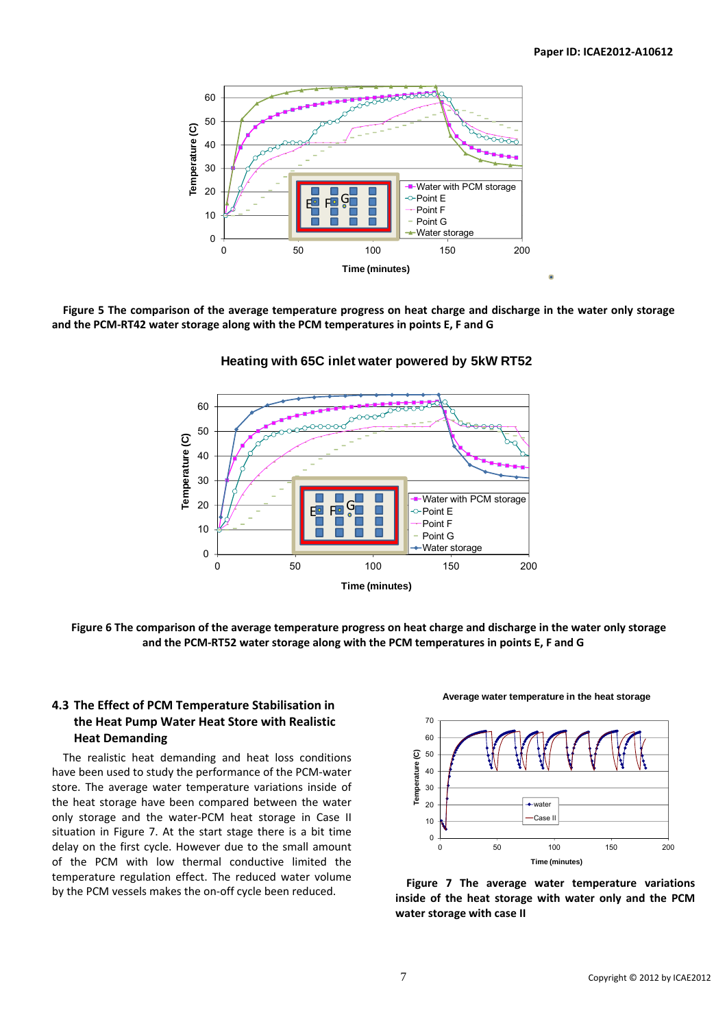Figure 5 The comparison of the average temperature progress on heat charge and discharge in the water only storage and the PCM-RT42 water storage along with the PCM temperatures in points E, F and G

Heating with 65C inlet water powered by 5kW RT52

Figure 6 The comparison of the average temperature progress on heat charge and discharge in the water only storage and the PCM-RT52 water storage along with the PCM temperatures in points E, F and G

## 4.3 The Effect of PCM Temperature Stabilisation in the Heat Pump Water Heat Store with Realistic Heat Demanding

The realistic heat demanding and heat loss conditions have been used to study the performance of the PCM-water store. The average water temperature variations inside of the heat storage have been compared between the water only storage and the water-PCM heat storage in Case II situation in Figure 7. At the start stage there is a bit time delay on the first cycle. However due to the small amount of the PCM with low thermal conductive limited the temperature regulation effect. The reduced water volume by the PCM vessels makes the on-off cycle been reduced.

Average water temperature in the heat storage

Figure 7 The average water temperature variations inside of the heat storage with water only and the PCM water storage with case II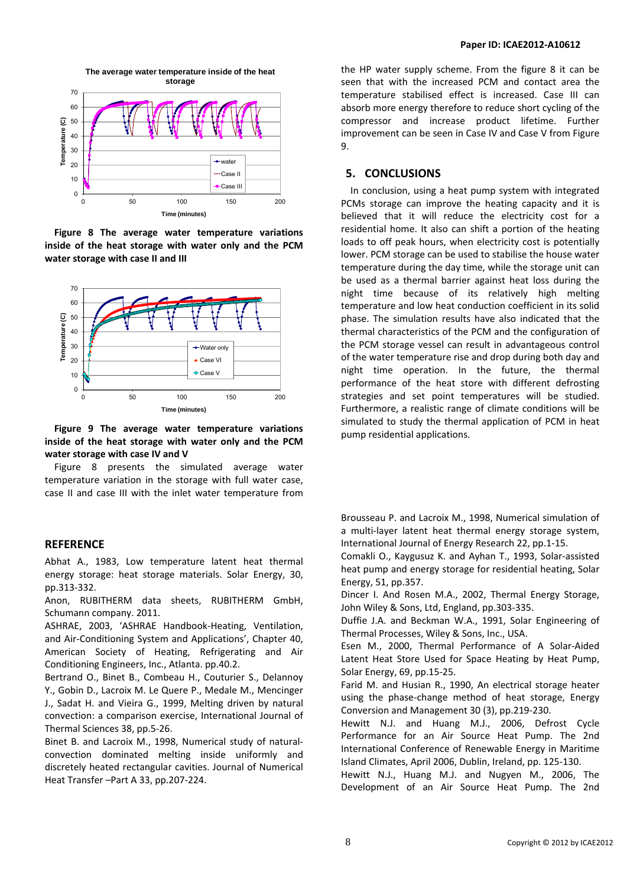Figure 8 The average water temperature variations inside of the heat storage with water only and the PCM water storage with case II and III

Figure 9 The average water temperature variations inside of the heat storage with water only and the PCM water storage with case IV and V

Figure 8 presents the simulated average water temperature variation in the storage with full water case, case II and case III with the inlet water temperature from the HP water supply scheme. From the figure 8 it can be seen that with the increased PCM and contact area the temperature stabilised effect is increased. Case III can absorb more energy therefore to reduce short cycling of the compressor and increase product lifetime. Further improvement can be seen in Case IV and Case V from Figure 9.

## 5. CONCLUSIONS

In conclusion, using a heat pump system with integrated PCMs storage can improve the heating capacity and it is believed that it will reduce the electricity cost for a residential home. It also can shift a portion of the heating loads to off peak hours, when electricity cost is potentially lower. PCM storage can be used to stabilise the house water temperature during the day time, while the storage unit can be used as a thermal barrier against heat loss during the night time because of its relatively high melting temperature and low heat conduction coefficient in its solid phase. The simulation results have also indicated that the thermal characteristics of the PCM and the configuration of the PCM storage vessel can result in advantageous control of the water temperature rise and drop during both day and night time operation. In the future, the thermal performance of the heat store with different defrosting strategies and set point temperatures will be studied. Furthermore, a realistic range of climate conditions will be simulated to study the thermal application of PCM in heat pump residential applications.

## REFERENCE

Abhat A., 1983, Low temperature latent heat thermal energy storage: heat storage materials. Solar Energy, 30, pp.313-332.

Anon, RUBITHERM data sheets, RUBITHERM GmbH, Schumann company. 2011.

ASHRAE, 2003, 'ASHRAE Handbook-Heating, Ventilation, and Air-Conditioning System and Applications', Chapter 40, American Society of Heating, Refrigerating and Air Conditioning Engineers, Inc., Atlanta. pp.40.2.

Bertrand O., Binet B., Combeau H., Couturier S., Delannoy Y., Gobin D., Lacroix M. Le Quere P., Medale M., Mencinger J., Sadat H. and Vieira G., 1999, Melting driven by natural convection: a comparison exercise, International Journal of Thermal Sciences 38, pp.5-26.

Binet B. and Lacroix M., 1998, Numerical study of natural-convection dominated melting inside uniformly and discretely heated rectangular cavities. Journal of Numerical Heat Transfer –Part A 33, pp.207-224.

Brousseau P. and Lacroix M., 1998, Numerical simulation of a multi-layer latent heat thermal energy storage system, International Journal of Energy Research 22, pp.1-15.

Comakli O., Kaygusuz K. and Ayhan T., 1993, Solar-assisted heat pump and energy storage for residential heating, Solar Energy, 51, pp.357.

Dincer I. And Rosen M.A., 2002, Thermal Energy Storage, John Wiley & Sons, Ltd, England, pp.303-335.

Duffie J.A. and Beckman W.A., 1991, Solar Engineering of Thermal Processes, Wiley & Sons, Inc., USA.

Esen M., 2000, Thermal Performance of A Solar-Aided Latent Heat Store Used for Space Heating by Heat Pump, Solar Energy, 69, pp.15-25.

Farid M. and Husian R., 1990, An electrical storage heater using the phase-change method of heat storage, Energy Conversion and Management 30 (3), pp.219-230.

Hewitt N.J. and Huang M.J., 2006, Defrost Cycle Performance for an Air Source Heat Pump. The 2nd International Conference of Renewable Energy in Maritime Island Climates, April 2006, Dublin, Ireland, pp. 125-130.

Hewitt N.J., Huang M.J. and Nugyen M., 2006, The Development of an Air Source Heat Pump. The 2nd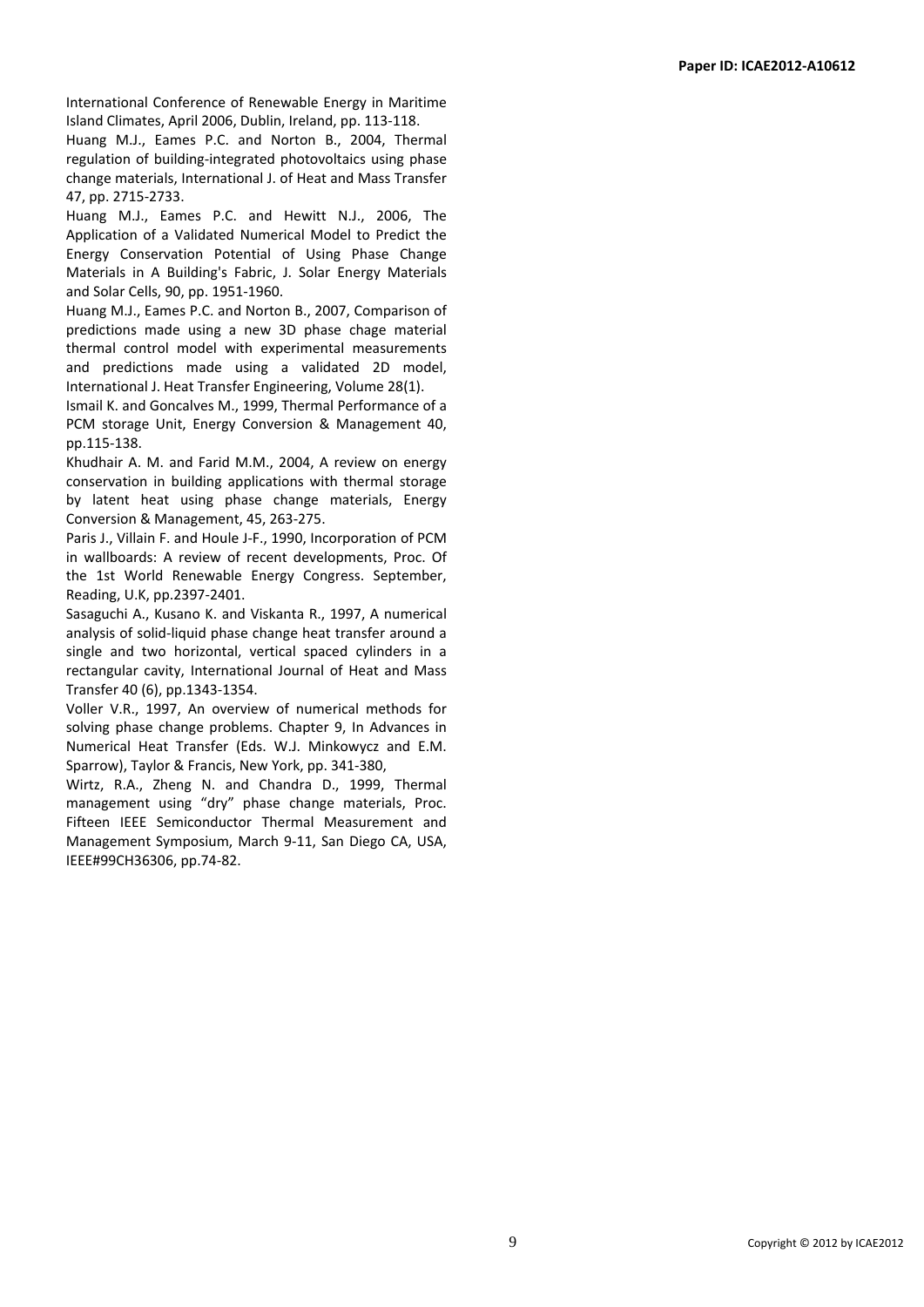International Conference of Renewable Energy in Maritime Island Climates, April 2006, Dublin, Ireland, pp. 113-118.

Huang M.J., Eames P.C. and Norton B., 2004, Thermal regulation of building-integrated photovoltaics using phase change materials, International J. of Heat and Mass Transfer 47, pp. 2715-2733.

Huang M.J., Eames P.C. and Hewitt N.J., 2006, The Application of a Validated Numerical Model to Predict the Energy Conservation Potential of Using Phase Change Materials in A Building's Fabric, J. Solar Energy Materials and Solar Cells, 90, pp. 1951-1960.

Huang M.J., Eames P.C. and Norton B., 2007, Comparison of predictions made using a new 3D phase chage material thermal control model with experimental measurements and predictions made using a validated 2D model, International J. Heat Transfer Engineering, Volume 28(1).

Ismail K. and Goncalves M., 1999, Thermal Performance of a PCM storage Unit, Energy Conversion & Management 40, pp.115-138.

Khudhair A. M. and Farid M.M., 2004, A review on energy conservation in building applications with thermal storage by latent heat using phase change materials, Energy Conversion & Management, 45, 263-275.

Paris J., Villain F. and Houle J-F., 1990, Incorporation of PCM in wallboards: A review of recent developments, Proc. Of the 1st World Renewable Energy Congress. September, Reading, U.K, pp.2397-2401.

Sasaguchi A., Kusano K. and Viskanta R., 1997, A numerical analysis of solid-liquid phase change heat transfer around a single and two horizontal, vertical spaced cylinders in a rectangular cavity, International Journal of Heat and Mass Transfer 40 (6), pp.1343-1354.

Voller V.R., 1997, An overview of numerical methods for solving phase change problems. Chapter 9, In Advances in Numerical Heat Transfer (Eds. W.J. Minkowycz and E.M. Sparrow), Taylor & Francis, New York, pp. 341-380,

Wirtz, R.A., Zheng N. and Chandra D., 1999, Thermal management using "dry" phase change materials, Proc. Fifteen IEEE Semiconductor Thermal Measurement and Management Symposium, March 9-11, San Diego CA, USA, IEEE#99CH36306, pp.74-82.